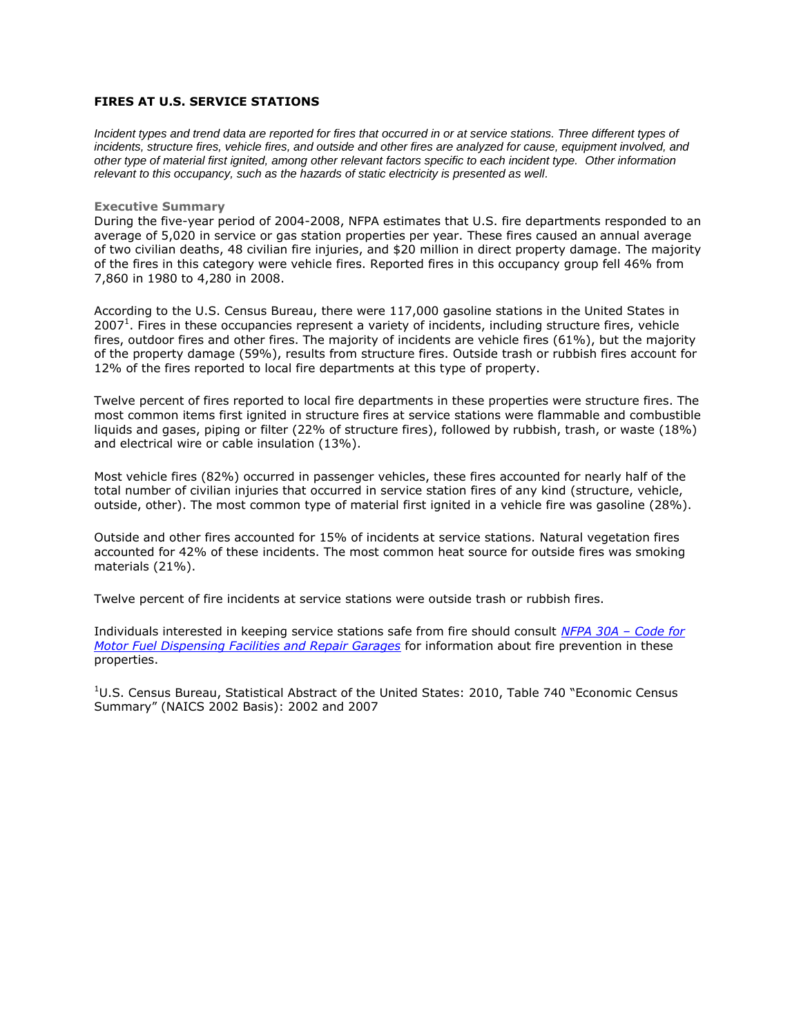# FIRES AT U.S. SERVICE STATIONS

*Incident types and trend data are reported for fires that occurred in or at service stations. Three different types of incidents, structure fires, vehicle fires, and outside and other fires are analyzed for cause, equipment involved, and other type of material first ignited, among other relevant factors specific to each incident type. Other information relevant to this occupancy, such as the hazards of static electricity is presented as well.*

## Executive Summary

During the five-year period of 2004-2008, NFPA estimates that U.S. fire departments responded to an average of 5,020 in service or gas station properties per year. These fires caused an annual average of two civilian deaths, 48 civilian fire injuries, and $20 million in direct property damage. The majority of the fires in this category were vehicle fires. Reported fires in this occupancy group fell 46% from 7,860 in 1980 to 4,280 in 2008.

According to the U.S. Census Bureau, there were 117,000 gasoline stations in the United States in 2007[1]. Fires in these occupancies represent a variety of incidents, including structure fires, vehicle fires, outdoor fires and other fires. The majority of incidents are vehicle fires (61%), but the majority of the property damage (59%), results from structure fires. Outside trash or rubbish fires account for 12% of the fires reported to local fire departments at this type of property.

Twelve percent of fires reported to local fire departments in these properties were structure fires. The most common items first ignited in structure fires at service stations were flammable and combustible liquids and gases, piping or filter (22% of structure fires), followed by rubbish, trash, or waste (18%) and electrical wire or cable insulation (13%).

Most vehicle fires (82%) occurred in passenger vehicles, these fires accounted for nearly half of the total number of civilian injuries that occurred in service station fires of any kind (structure, vehicle, outside, other). The most common type of material first ignited in a vehicle fire was gasoline (28%).

Outside and other fires accounted for 15% of incidents at service stations. Natural vegetation fires accounted for 42% of these incidents. The most common heat source for outside fires was smoking materials (21%).

Twelve percent of fire incidents at service stations were outside trash or rubbish fires.

Individuals interested in keeping service stations safe from fire should consult *NFPA 30A – Code for Motor Fuel Dispensing Facilities and Repair Garages* for information about fire prevention in these properties.

[1]U.S. Census Bureau, Statistical Abstract of the United States: 2010, Table 740 "Economic Census Summary" (NAICS 2002 Basis): 2002 and 2007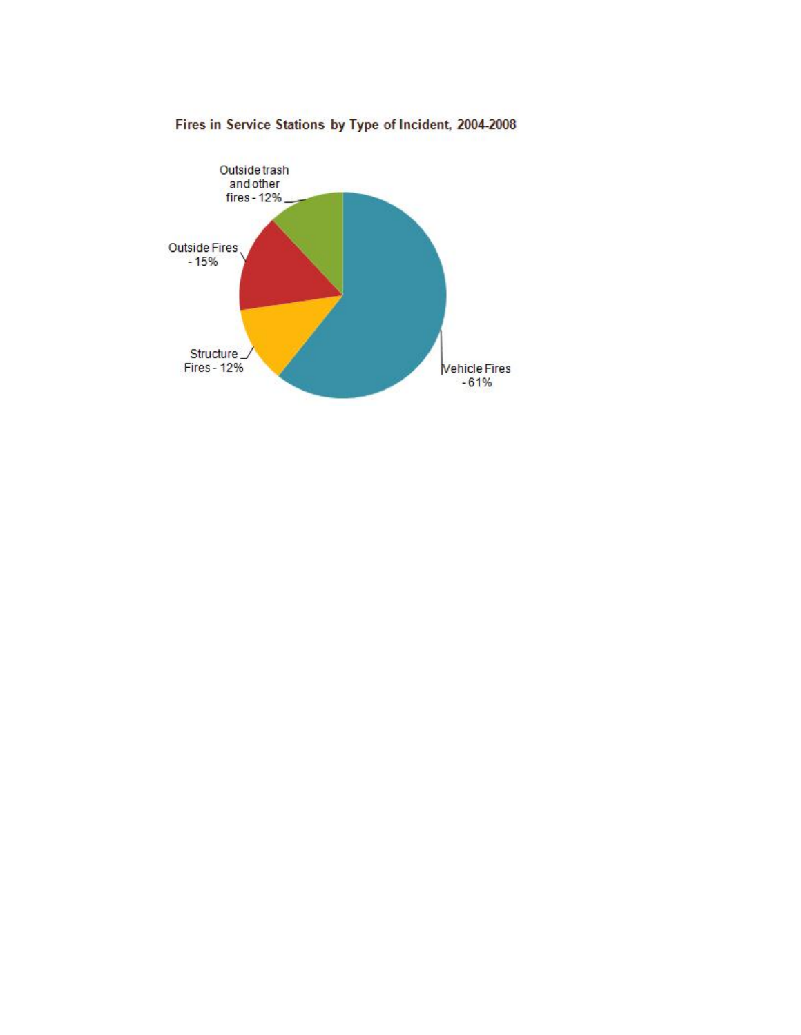Fires in Service Stations by Type of Incident, 2004-2008

Outside trash and other fires - 12%

Outside Fires - 15%

Structure Fires - 12%

Vehicle Fires - 61%